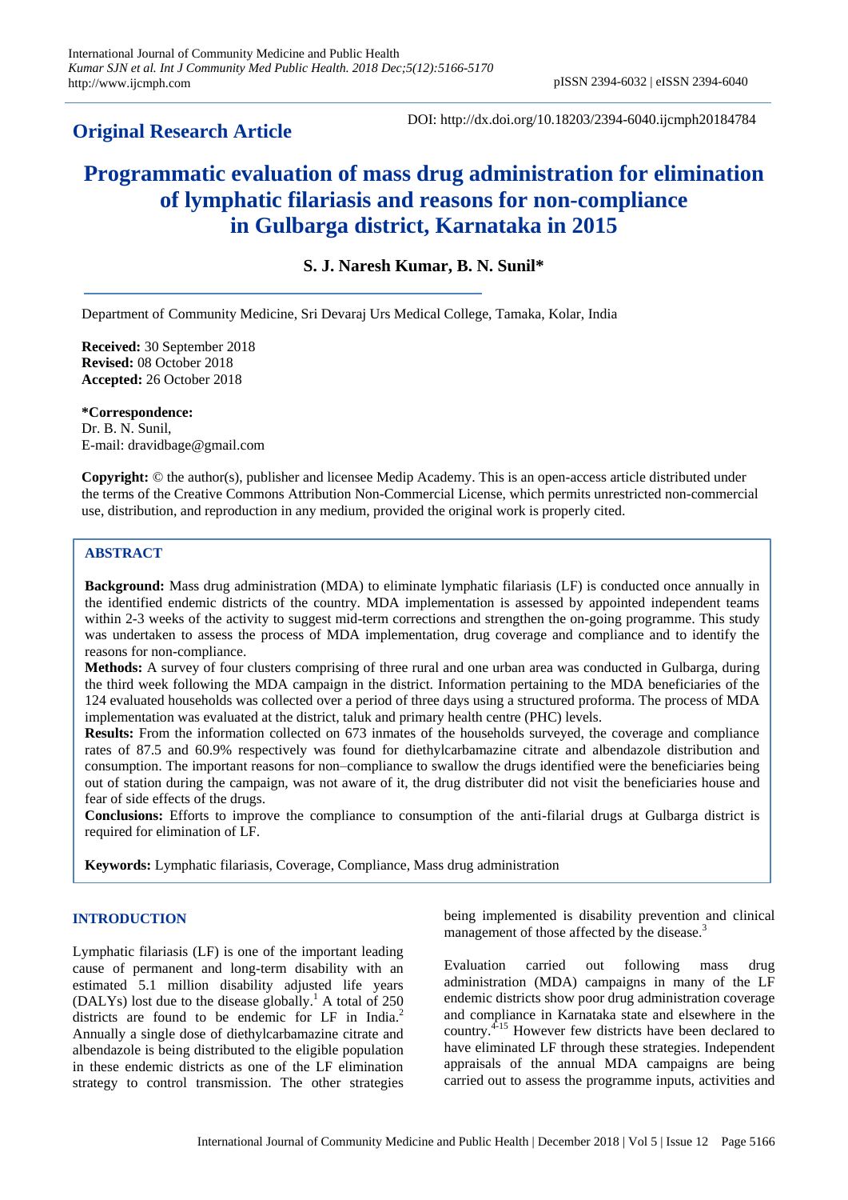**Original Research Article**

DOI: http://dx.doi.org/10.18203/2394-6040.ijcmph20184784

# Programmatic evaluation of mass drug administration for elimination of lymphatic filariasis and reasons for non-compliance in Gulbarga district, Karnataka in 2015

**S. J. Naresh Kumar, B. N. Sunil***

Department of Community Medicine, Sri Devaraj Urs Medical College, Tamaka, Kolar, India

**Received:** 30 September 2018
**Revised:** 08 October 2018
**Accepted:** 26 October 2018

**\*Correspondence:**
Dr. B. N. Sunil,
E-mail: dravidbage@gmail.com

**Copyright:** © the author(s), publisher and licensee Medip Academy. This is an open-access article distributed under the terms of the Creative Commons Attribution Non-Commercial License, which permits unrestricted non-commercial use, distribution, and reproduction in any medium, provided the original work is properly cited.

## ABSTRACT

**Background:** Mass drug administration (MDA) to eliminate lymphatic filariasis (LF) is conducted once annually in the identified endemic districts of the country. MDA implementation is assessed by appointed independent teams within 2-3 weeks of the activity to suggest mid-term corrections and strengthen the on-going programme. This study was undertaken to assess the process of MDA implementation, drug coverage and compliance and to identify the reasons for non-compliance.

**Methods:** A survey of four clusters comprising of three rural and one urban area was conducted in Gulbarga, during the third week following the MDA campaign in the district. Information pertaining to the MDA beneficiaries of the 124 evaluated households was collected over a period of three days using a structured proforma. The process of MDA implementation was evaluated at the district, taluk and primary health centre (PHC) levels.

**Results:** From the information collected on 673 inmates of the households surveyed, the coverage and compliance rates of 87.5 and 60.9% respectively was found for diethylcarbamazine citrate and albendazole distribution and consumption. The important reasons for non–compliance to swallow the drugs identified were the beneficiaries being out of station during the campaign, was not aware of it, the drug distributer did not visit the beneficiaries house and fear of side effects of the drugs.

**Conclusions:** Efforts to improve the compliance to consumption of the anti-filarial drugs at Gulbarga district is required for elimination of LF.

**Keywords:** Lymphatic filariasis, Coverage, Compliance, Mass drug administration

## INTRODUCTION

Lymphatic filariasis (LF) is one of the important leading cause of permanent and long-term disability with an estimated 5.1 million disability adjusted life years (DALYs) lost due to the disease globally.[1] A total of 250 districts are found to be endemic for LF in India.[2] Annually a single dose of diethylcarbamazine citrate and albendazole is being distributed to the eligible population in these endemic districts as one of the LF elimination strategy to control transmission. The other strategies being implemented is disability prevention and clinical management of those affected by the disease.[3]

Evaluation carried out following mass drug administration (MDA) campaigns in many of the LF endemic districts show poor drug administration coverage and compliance in Karnataka state and elsewhere in the country.[4-15] However few districts have been declared to have eliminated LF through these strategies. Independent appraisals of the annual MDA campaigns are being carried out to assess the programme inputs, activities and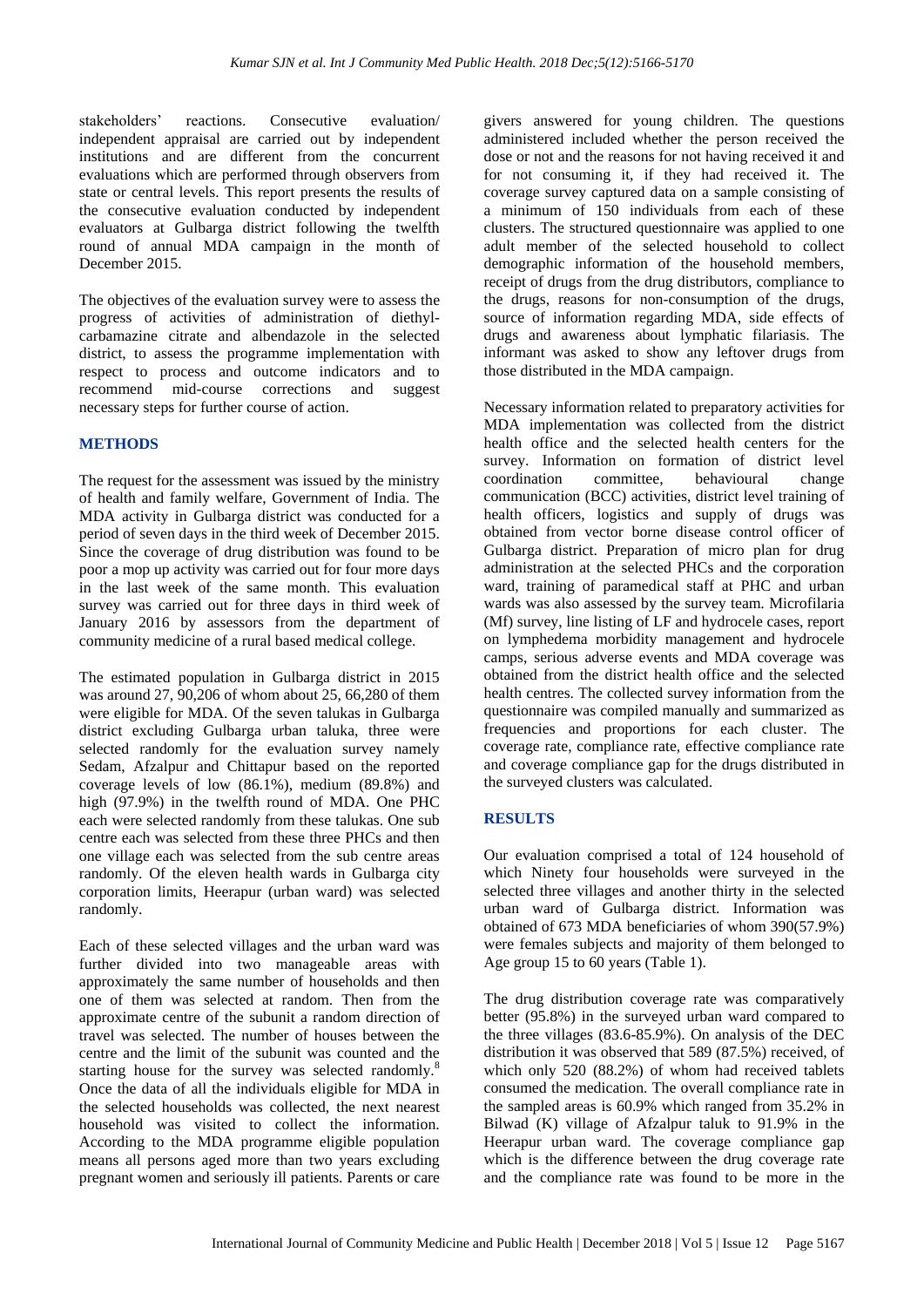stakeholders' reactions. Consecutive evaluation/ independent appraisal are carried out by independent institutions and are different from the concurrent evaluations which are performed through observers from state or central levels. This report presents the results of the consecutive evaluation conducted by independent evaluators at Gulbarga district following the twelfth round of annual MDA campaign in the month of December 2015.

The objectives of the evaluation survey were to assess the progress of activities of administration of diethyl-carbamazine citrate and albendazole in the selected district, to assess the programme implementation with respect to process and outcome indicators and to recommend mid-course corrections and suggest necessary steps for further course of action.

## METHODS

The request for the assessment was issued by the ministry of health and family welfare, Government of India. The MDA activity in Gulbarga district was conducted for a period of seven days in the third week of December 2015. Since the coverage of drug distribution was found to be poor a mop up activity was carried out for four more days in the last week of the same month. This evaluation survey was carried out for three days in third week of January 2016 by assessors from the department of community medicine of a rural based medical college.

The estimated population in Gulbarga district in 2015 was around 27, 90,206 of whom about 25, 66,280 of them were eligible for MDA. Of the seven talukas in Gulbarga district excluding Gulbarga urban taluka, three were selected randomly for the evaluation survey namely Sedam, Afzalpur and Chittapur based on the reported coverage levels of low (86.1%), medium (89.8%) and high (97.9%) in the twelfth round of MDA. One PHC each were selected randomly from these talukas. One sub centre each was selected from these three PHCs and then one village each was selected from the sub centre areas randomly. Of the eleven health wards in Gulbarga city corporation limits, Heerapur (urban ward) was selected randomly.

Each of these selected villages and the urban ward was further divided into two manageable areas with approximately the same number of households and then one of them was selected at random. Then from the approximate centre of the subunit a random direction of travel was selected. The number of houses between the centre and the limit of the subunit was counted and the starting house for the survey was selected randomly.[8] Once the data of all the individuals eligible for MDA in the selected households was collected, the next nearest household was visited to collect the information. According to the MDA programme eligible population means all persons aged more than two years excluding pregnant women and seriously ill patients. Parents or care givers answered for young children. The questions administered included whether the person received the dose or not and the reasons for not having received it and for not consuming it, if they had received it. The coverage survey captured data on a sample consisting of a minimum of 150 individuals from each of these clusters. The structured questionnaire was applied to one adult member of the selected household to collect demographic information of the household members, receipt of drugs from the drug distributors, compliance to the drugs, reasons for non-consumption of the drugs, source of information regarding MDA, side effects of drugs and awareness about lymphatic filariasis. The informant was asked to show any leftover drugs from those distributed in the MDA campaign.

Necessary information related to preparatory activities for MDA implementation was collected from the district health office and the selected health centers for the survey. Information on formation of district level coordination committee, behavioural change communication (BCC) activities, district level training of health officers, logistics and supply of drugs was obtained from vector borne disease control officer of Gulbarga district. Preparation of micro plan for drug administration at the selected PHCs and the corporation ward, training of paramedical staff at PHC and urban wards was also assessed by the survey team. Microfilaria (Mf) survey, line listing of LF and hydrocele cases, report on lymphedema morbidity management and hydrocele camps, serious adverse events and MDA coverage was obtained from the district health office and the selected health centres. The collected survey information from the questionnaire was compiled manually and summarized as frequencies and proportions for each cluster. The coverage rate, compliance rate, effective compliance rate and coverage compliance gap for the drugs distributed in the surveyed clusters was calculated.

## RESULTS

Our evaluation comprised a total of 124 household of which Ninety four households were surveyed in the selected three villages and another thirty in the selected urban ward of Gulbarga district. Information was obtained of 673 MDA beneficiaries of whom 390(57.9%) were females subjects and majority of them belonged to Age group 15 to 60 years (Table 1).

The drug distribution coverage rate was comparatively better (95.8%) in the surveyed urban ward compared to the three villages (83.6-85.9%). On analysis of the DEC distribution it was observed that 589 (87.5%) received, of which only 520 (88.2%) of whom had received tablets consumed the medication. The overall compliance rate in the sampled areas is 60.9% which ranged from 35.2% in Bilwad (K) village of Afzalpur taluk to 91.9% in the Heerapur urban ward. The coverage compliance gap which is the difference between the drug coverage rate and the compliance rate was found to be more in the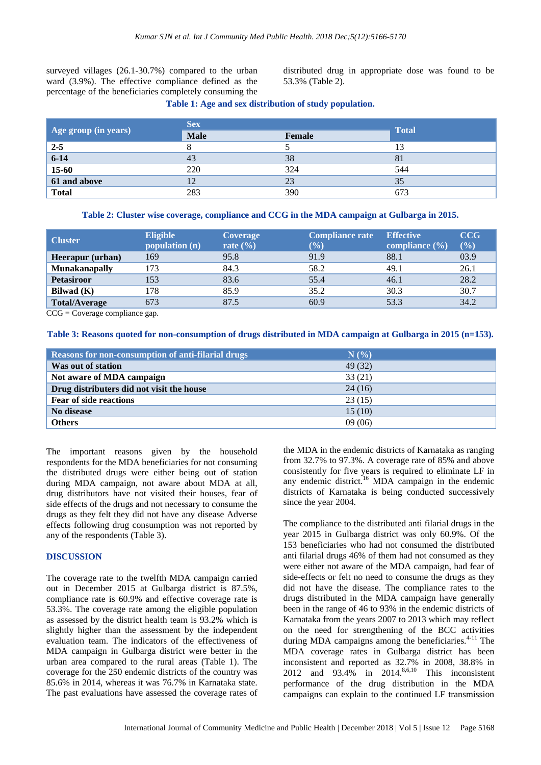surveyed villages (26.1-30.7%) compared to the urban ward (3.9%). The effective compliance defined as the percentage of the beneficiaries completely consuming the distributed drug in appropriate dose was found to be 53.3% (Table 2).

**Table 1: Age and sex distribution of study population.**

| Age group (in years) | Sex | | Total |
|---|---|---|---|
| | Male | Female | |
| 2-5 | 8 | 5 | 13 |
| 6-14 | 43 | 38 | 81 |
| 15-60 | 220 | 324 | 544 |
| 61 and above | 12 | 23 | 35 |
| Total | 283 | 390 | 673 |

**Table 2: Cluster wise coverage, compliance and CCG in the MDA campaign at Gulbarga in 2015.**

| Cluster | Eligible population (n) | Coverage rate (%) | Compliance rate (%) | Effective compliance (%) | CCG (%) |
|---|---|---|---|---|---|
| Heerapur (urban) | 169 | 95.8 | 91.9 | 88.1 | 03.9 |
| Munakanapally | 173 | 84.3 | 58.2 | 49.1 | 26.1 |
| Petasiroor | 153 | 83.6 | 55.4 | 46.1 | 28.2 |
| Bilwad (K) | 178 | 85.9 | 35.2 | 30.3 | 30.7 |
| Total/Average | 673 | 87.5 | 60.9 | 53.3 | 34.2 |

CCG = Coverage compliance gap.

**Table 3: Reasons quoted for non-consumption of drugs distributed in MDA campaign at Gulbarga in 2015 (n=153).**

| Reasons for non-consumption of anti-filarial drugs | N (%) |
|---|---|
| Was out of station | 49 (32) |
| Not aware of MDA campaign | 33 (21) |
| Drug distributers did not visit the house | 24 (16) |
| Fear of side reactions | 23 (15) |
| No disease | 15 (10) |
| Others | 09 (06) |

The important reasons given by the household respondents for the MDA beneficiaries for not consuming the distributed drugs were either being out of station during MDA campaign, not aware about MDA at all, drug distributors have not visited their houses, fear of side effects of the drugs and not necessary to consume the drugs as they felt they did not have any disease Adverse effects following drug consumption was not reported by any of the respondents (Table 3).

## DISCUSSION

The coverage rate to the twelfth MDA campaign carried out in December 2015 at Gulbarga district is 87.5%, compliance rate is 60.9% and effective coverage rate is 53.3%. The coverage rate among the eligible population as assessed by the district health team is 93.2% which is slightly higher than the assessment by the independent evaluation team. The indicators of the effectiveness of MDA campaign in Gulbarga district were better in the urban area compared to the rural areas (Table 1). The coverage for the 250 endemic districts of the country was 85.6% in 2014, whereas it was 76.7% in Karnataka state. The past evaluations have assessed the coverage rates of the MDA in the endemic districts of Karnataka as ranging from 32.7% to 97.3%. A coverage rate of 85% and above consistently for five years is required to eliminate LF in any endemic district.[16] MDA campaign in the endemic districts of Karnataka is being conducted successively since the year 2004.

The compliance to the distributed anti filarial drugs in the year 2015 in Gulbarga district was only 60.9%. Of the 153 beneficiaries who had not consumed the distributed anti filarial drugs 46% of them had not consumed as they were either not aware of the MDA campaign, had fear of side-effects or felt no need to consume the drugs as they did not have the disease. The compliance rates to the drugs distributed in the MDA campaign have generally been in the range of 46 to 93% in the endemic districts of Karnataka from the years 2007 to 2013 which may reflect on the need for strengthening of the BCC activities during MDA campaigns among the beneficiaries.[4-11] The MDA coverage rates in Gulbarga district has been inconsistent and reported as 32.7% in 2008, 38.8% in 2012 and 93.4% in 2014.[8,6,10] This inconsistent performance of the drug distribution in the MDA campaigns can explain to the continued LF transmission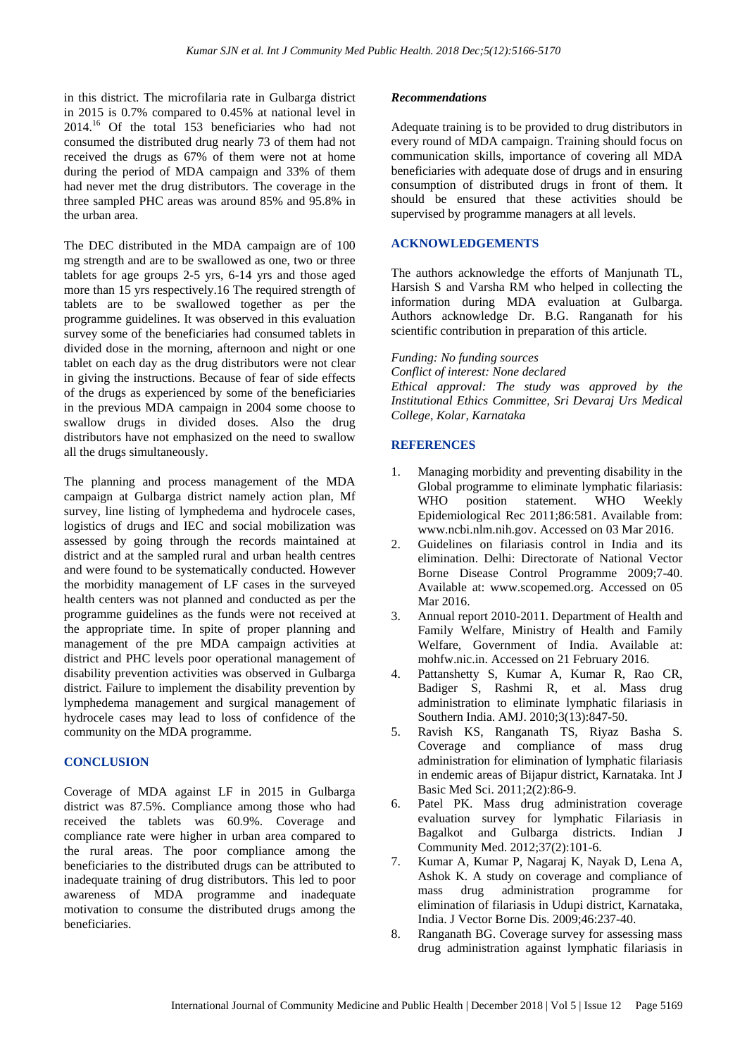in this district. The microfilaria rate in Gulbarga district in 2015 is 0.7% compared to 0.45% at national level in 2014.[16] Of the total 153 beneficiaries who had not consumed the distributed drug nearly 73 of them had not received the drugs as 67% of them were not at home during the period of MDA campaign and 33% of them had never met the drug distributors. The coverage in the three sampled PHC areas was around 85% and 95.8% in the urban area.

The DEC distributed in the MDA campaign are of 100 mg strength and are to be swallowed as one, two or three tablets for age groups 2-5 yrs, 6-14 yrs and those aged more than 15 yrs respectively.16 The required strength of tablets are to be swallowed together as per the programme guidelines. It was observed in this evaluation survey some of the beneficiaries had consumed tablets in divided dose in the morning, afternoon and night or one tablet on each day as the drug distributors were not clear in giving the instructions. Because of fear of side effects of the drugs as experienced by some of the beneficiaries in the previous MDA campaign in 2004 some choose to swallow drugs in divided doses. Also the drug distributors have not emphasized on the need to swallow all the drugs simultaneously.

The planning and process management of the MDA campaign at Gulbarga district namely action plan, Mf survey, line listing of lymphedema and hydrocele cases, logistics of drugs and IEC and social mobilization was assessed by going through the records maintained at district and at the sampled rural and urban health centres and were found to be systematically conducted. However the morbidity management of LF cases in the surveyed health centers was not planned and conducted as per the programme guidelines as the funds were not received at the appropriate time. In spite of proper planning and management of the pre MDA campaign activities at district and PHC levels poor operational management of disability prevention activities was observed in Gulbarga district. Failure to implement the disability prevention by lymphedema management and surgical management of hydrocele cases may lead to loss of confidence of the community on the MDA programme.

## CONCLUSION

Coverage of MDA against LF in 2015 in Gulbarga district was 87.5%. Compliance among those who had received the tablets was 60.9%. Coverage and compliance rate were higher in urban area compared to the rural areas. The poor compliance among the beneficiaries to the distributed drugs can be attributed to inadequate training of drug distributors. This led to poor awareness of MDA programme and inadequate motivation to consume the distributed drugs among the beneficiaries.

### *Recommendations*

Adequate training is to be provided to drug distributors in every round of MDA campaign. Training should focus on communication skills, importance of covering all MDA beneficiaries with adequate dose of drugs and in ensuring consumption of distributed drugs in front of them. It should be ensured that these activities should be supervised by programme managers at all levels.

## ACKNOWLEDGEMENTS

The authors acknowledge the efforts of Manjunath TL, Harsish S and Varsha RM who helped in collecting the information during MDA evaluation at Gulbarga. Authors acknowledge Dr. B.G. Ranganath for his scientific contribution in preparation of this article.

*Funding: No funding sources*
*Conflict of interest: None declared*
*Ethical approval: The study was approved by the Institutional Ethics Committee, Sri Devaraj Urs Medical College, Kolar, Karnataka*

## REFERENCES

1. Managing morbidity and preventing disability in the Global programme to eliminate lymphatic filariasis: WHO position statement. WHO Weekly Epidemiological Rec 2011;86:581. Available from: www.ncbi.nlm.nih.gov. Accessed on 03 Mar 2016.
2. Guidelines on filariasis control in India and its elimination. Delhi: Directorate of National Vector Borne Disease Control Programme 2009;7-40. Available at: www.scopemed.org. Accessed on 05 Mar 2016.
3. Annual report 2010-2011. Department of Health and Family Welfare, Ministry of Health and Family Welfare, Government of India. Available at: mohfw.nic.in. Accessed on 21 February 2016.
4. Pattanshetty S, Kumar A, Kumar R, Rao CR, Badiger S, Rashmi R, et al. Mass drug administration to eliminate lymphatic filariasis in Southern India. AMJ. 2010;3(13):847-50.
5. Ravish KS, Ranganath TS, Riyaz Basha S. Coverage and compliance of mass drug administration for elimination of lymphatic filariasis in endemic areas of Bijapur district, Karnataka. Int J Basic Med Sci. 2011;2(2):86-9.
6. Patel PK. Mass drug administration coverage evaluation survey for lymphatic Filariasis in Bagalkot and Gulbarga districts. Indian J Community Med. 2012;37(2):101-6.
7. Kumar A, Kumar P, Nagaraj K, Nayak D, Lena A, Ashok K. A study on coverage and compliance of mass drug administration programme for elimination of filariasis in Udupi district, Karnataka, India. J Vector Borne Dis. 2009;46:237-40.
8. Ranganath BG. Coverage survey for assessing mass drug administration against lymphatic filariasis in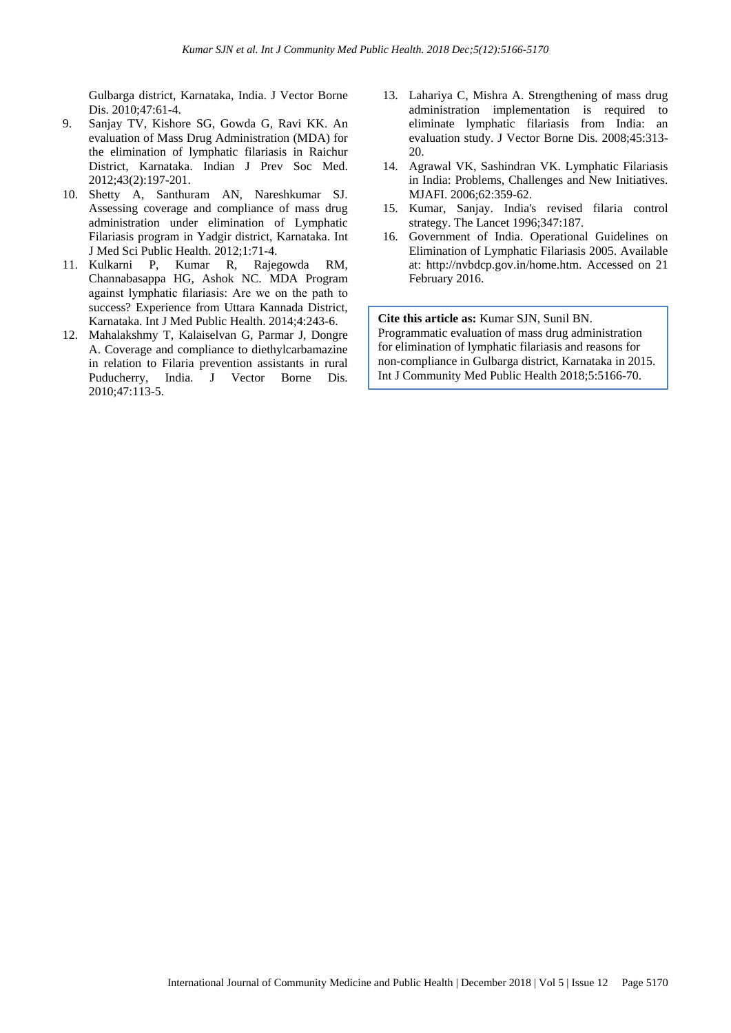Gulbarga district, Karnataka, India. J Vector Borne Dis. 2010;47:61-4.

9. Sanjay TV, Kishore SG, Gowda G, Ravi KK. An evaluation of Mass Drug Administration (MDA) for the elimination of lymphatic filariasis in Raichur District, Karnataka. Indian J Prev Soc Med. 2012;43(2):197-201.
10. Shetty A, Santhuram AN, Nareshkumar SJ. Assessing coverage and compliance of mass drug administration under elimination of Lymphatic Filariasis program in Yadgir district, Karnataka. Int J Med Sci Public Health. 2012;1:71-4.
11. Kulkarni P, Kumar R, Rajegowda RM, Channabasappa HG, Ashok NC. MDA Program against lymphatic filariasis: Are we on the path to success? Experience from Uttara Kannada District, Karnataka. Int J Med Public Health. 2014;4:243-6.
12. Mahalakshmy T, Kalaiselvan G, Parmar J, Dongre A. Coverage and compliance to diethylcarbamazine in relation to Filaria prevention assistants in rural Puducherry, India. J Vector Borne Dis. 2010;47:113-5.
13. Lahariya C, Mishra A. Strengthening of mass drug administration implementation is required to eliminate lymphatic filariasis from India: an evaluation study. J Vector Borne Dis. 2008;45:313-20.
14. Agrawal VK, Sashindran VK. Lymphatic Filariasis in India: Problems, Challenges and New Initiatives. MJAFI. 2006;62:359-62.
15. Kumar, Sanjay. India's revised filaria control strategy. The Lancet 1996;347:187.
16. Government of India. Operational Guidelines on Elimination of Lymphatic Filariasis 2005. Available at: http://nvbdcp.gov.in/home.htm. Accessed on 21 February 2016.

**Cite this article as:** Kumar SJN, Sunil BN. Programmatic evaluation of mass drug administration for elimination of lymphatic filariasis and reasons for non-compliance in Gulbarga district, Karnataka in 2015. Int J Community Med Public Health 2018;5:5166-70.